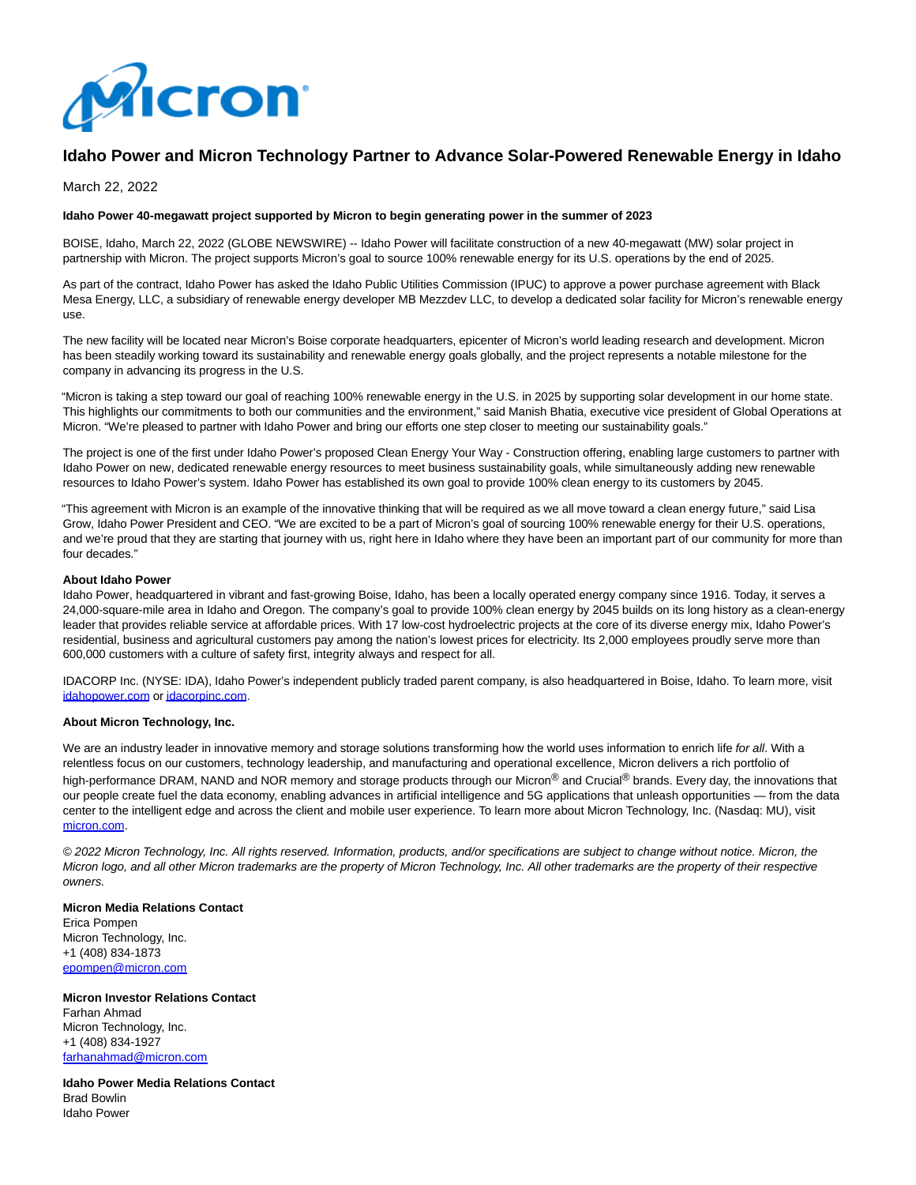# Idaho Power and Micron Technology Partner to Advance Solar-Powered Renewable Energy in Idaho

March 22, 2022

**Idaho Power 40-megawatt project supported by Micron to begin generating power in the summer of 2023**

BOISE, Idaho, March 22, 2022 (GLOBE NEWSWIRE) -- Idaho Power will facilitate construction of a new 40-megawatt (MW) solar project in partnership with Micron. The project supports Micron's goal to source 100% renewable energy for its U.S. operations by the end of 2025.

As part of the contract, Idaho Power has asked the Idaho Public Utilities Commission (IPUC) to approve a power purchase agreement with Black Mesa Energy, LLC, a subsidiary of renewable energy developer MB Mezzdev LLC, to develop a dedicated solar facility for Micron's renewable energy use.

The new facility will be located near Micron's Boise corporate headquarters, epicenter of Micron's world leading research and development. Micron has been steadily working toward its sustainability and renewable energy goals globally, and the project represents a notable milestone for the company in advancing its progress in the U.S.

"Micron is taking a step toward our goal of reaching 100% renewable energy in the U.S. in 2025 by supporting solar development in our home state. This highlights our commitments to both our communities and the environment," said Manish Bhatia, executive vice president of Global Operations at Micron. "We're pleased to partner with Idaho Power and bring our efforts one step closer to meeting our sustainability goals."

The project is one of the first under Idaho Power's proposed Clean Energy Your Way - Construction offering, enabling large customers to partner with Idaho Power on new, dedicated renewable energy resources to meet business sustainability goals, while simultaneously adding new renewable resources to Idaho Power's system. Idaho Power has established its own goal to provide 100% clean energy to its customers by 2045.

"This agreement with Micron is an example of the innovative thinking that will be required as we all move toward a clean energy future," said Lisa Grow, Idaho Power President and CEO. "We are excited to be a part of Micron's goal of sourcing 100% renewable energy for their U.S. operations, and we're proud that they are starting that journey with us, right here in Idaho where they have been an important part of our community for more than four decades."

**About Idaho Power**
Idaho Power, headquartered in vibrant and fast-growing Boise, Idaho, has been a locally operated energy company since 1916. Today, it serves a 24,000-square-mile area in Idaho and Oregon. The company's goal to provide 100% clean energy by 2045 builds on its long history as a clean-energy leader that provides reliable service at affordable prices. With 17 low-cost hydroelectric projects at the core of its diverse energy mix, Idaho Power's residential, business and agricultural customers pay among the nation's lowest prices for electricity. Its 2,000 employees proudly serve more than 600,000 customers with a culture of safety first, integrity always and respect for all.

IDACORP Inc. (NYSE: IDA), Idaho Power's independent publicly traded parent company, is also headquartered in Boise, Idaho. To learn more, visit idahopower.com or idacorpinc.com.

**About Micron Technology, Inc.**

We are an industry leader in innovative memory and storage solutions transforming how the world uses information to enrich life *for all*. With a relentless focus on our customers, technology leadership, and manufacturing and operational excellence, Micron delivers a rich portfolio of high-performance DRAM, NAND and NOR memory and storage products through our Micron® and Crucial® brands. Every day, the innovations that our people create fuel the data economy, enabling advances in artificial intelligence and 5G applications that unleash opportunities — from the data center to the intelligent edge and across the client and mobile user experience. To learn more about Micron Technology, Inc. (Nasdaq: MU), visit micron.com.

*© 2022 Micron Technology, Inc. All rights reserved. Information, products, and/or specifications are subject to change without notice. Micron, the Micron logo, and all other Micron trademarks are the property of Micron Technology, Inc. All other trademarks are the property of their respective owners.*

**Micron Media Relations Contact**
Erica Pompen
Micron Technology, Inc.
+1 (408) 834-1873
epompen@micron.com

**Micron Investor Relations Contact**
Farhan Ahmad
Micron Technology, Inc.
+1 (408) 834-1927
farhanahmad@micron.com

**Idaho Power Media Relations Contact**
Brad Bowlin
Idaho Power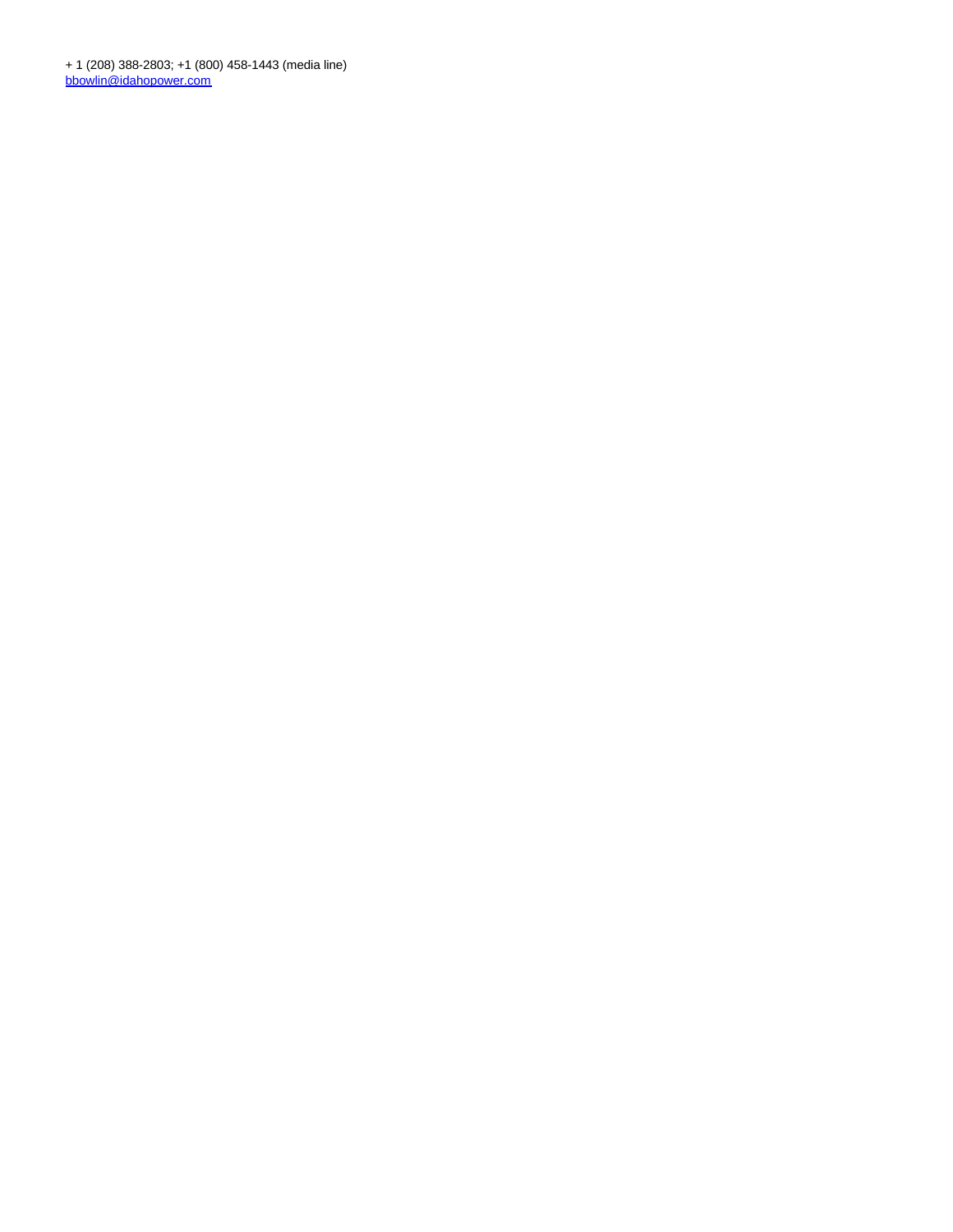+ 1 (208) 388-2803; +1 (800) 458-1443 (media line)
bbowlin@idahopower.com